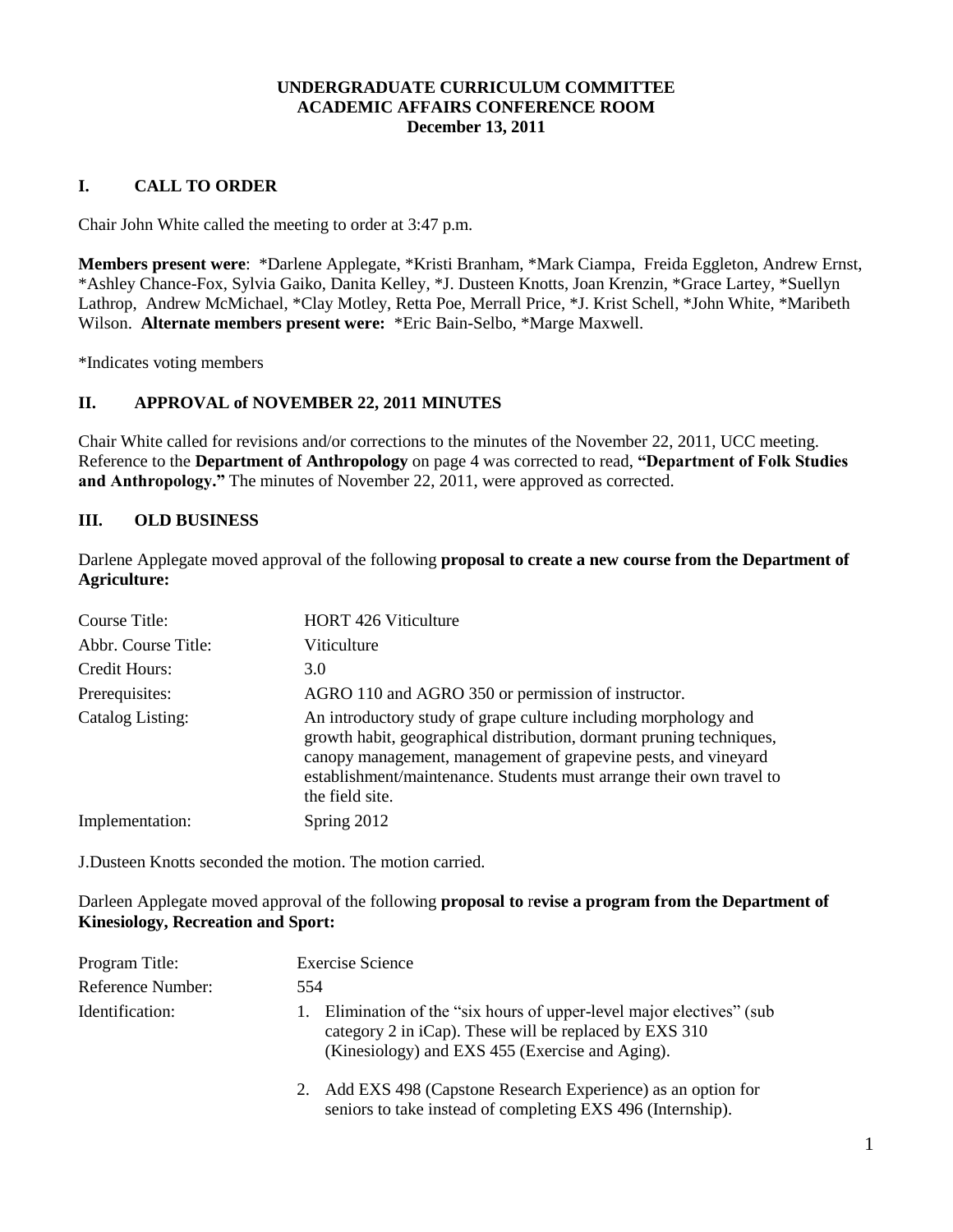**UNDERGRADUATE CURRICULUM COMMITTEE**
**ACADEMIC AFFAIRS CONFERENCE ROOM**
**December 13, 2011**

## I. CALL TO ORDER

Chair John White called the meeting to order at 3:47 p.m.

**Members present were**: *Darlene Applegate, *Kristi Branham, *Mark Ciampa, Freida Eggleton, Andrew Ernst, *Ashley Chance-Fox, Sylvia Gaiko, Danita Kelley, *J. Dusteen Knotts, Joan Krenzin, *Grace Lartey, *Suellyn Lathrop, Andrew McMichael, *Clay Motley, Retta Poe, Merrall Price, *J. Krist Schell, *John White, *Maribeth Wilson. **Alternate members present were:** *Eric Bain-Selbo, *Marge Maxwell.

*Indicates voting members

## II. APPROVAL of NOVEMBER 22, 2011 MINUTES

Chair White called for revisions and/or corrections to the minutes of the November 22, 2011, UCC meeting. Reference to the **Department of Anthropology** on page 4 was corrected to read, **"Department of Folk Studies and Anthropology."** The minutes of November 22, 2011, were approved as corrected.

## III. OLD BUSINESS

Darlene Applegate moved approval of the following **proposal to create a new course from the Department of Agriculture:**

| | |
|---|---|
| Course Title: | HORT 426 Viticulture |
| Abbr. Course Title: | Viticulture |
| Credit Hours: | 3.0 |
| Prerequisites: | AGRO 110 and AGRO 350 or permission of instructor. |
| Catalog Listing: | An introductory study of grape culture including morphology and growth habit, geographical distribution, dormant pruning techniques, canopy management, management of grapevine pests, and vineyard establishment/maintenance. Students must arrange their own travel to the field site. |
| Implementation: | Spring 2012 |

J.Dusteen Knotts seconded the motion. The motion carried.

Darleen Applegate moved approval of the following **proposal to** r**evise a program from the Department of Kinesiology, Recreation and Sport:**

| | |
|---|---|
| Program Title: | Exercise Science |
| Reference Number: | 554 |
| Identification: | 1. Elimination of the "six hours of upper-level major electives" (sub category 2 in iCap). These will be replaced by EXS 310 (Kinesiology) and EXS 455 (Exercise and Aging).<br>2. Add EXS 498 (Capstone Research Experience) as an option for seniors to take instead of completing EXS 496 (Internship). |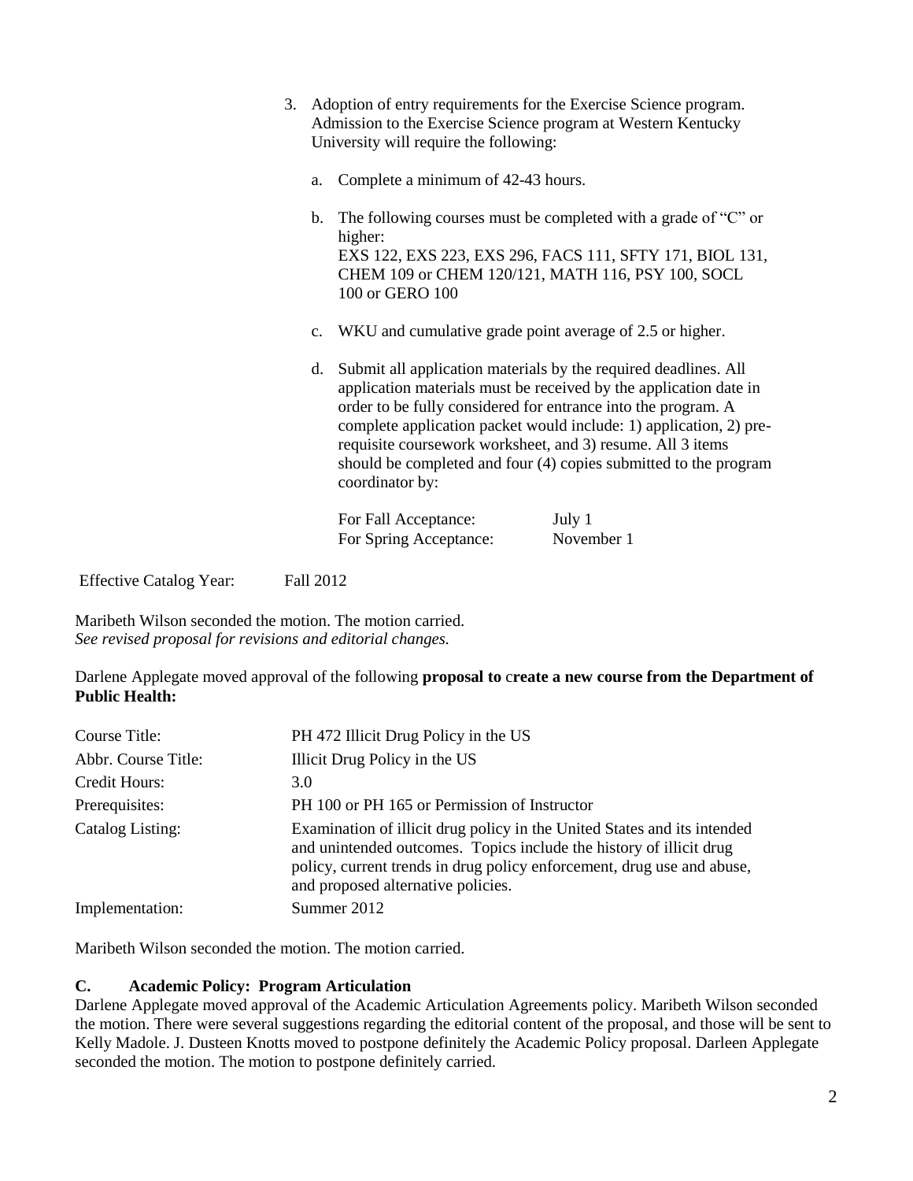3. Adoption of entry requirements for the Exercise Science program. Admission to the Exercise Science program at Western Kentucky University will require the following:

   a. Complete a minimum of 42-43 hours.

   b. The following courses must be completed with a grade of "C" or higher:
      EXS 122, EXS 223, EXS 296, FACS 111, SFTY 171, BIOL 131, CHEM 109 or CHEM 120/121, MATH 116, PSY 100, SOCL 100 or GERO 100

   c. WKU and cumulative grade point average of 2.5 or higher.

   d. Submit all application materials by the required deadlines. All application materials must be received by the application date in order to be fully considered for entrance into the program. A complete application packet would include: 1) application, 2) pre-requisite coursework worksheet, and 3) resume. All 3 items should be completed and four (4) copies submitted to the program coordinator by:

      For Fall Acceptance: July 1
      For Spring Acceptance: November 1

Effective Catalog Year: Fall 2012

Maribeth Wilson seconded the motion. The motion carried.
*See revised proposal for revisions and editorial changes.*

Darlene Applegate moved approval of the following **proposal to** c**reate a new course from the Department of Public Health:**

| | |
|---|---|
| Course Title: | PH 472 Illicit Drug Policy in the US |
| Abbr. Course Title: | Illicit Drug Policy in the US |
| Credit Hours: | 3.0 |
| Prerequisites: | PH 100 or PH 165 or Permission of Instructor |
| Catalog Listing: | Examination of illicit drug policy in the United States and its intended and unintended outcomes. Topics include the history of illicit drug policy, current trends in drug policy enforcement, drug use and abuse, and proposed alternative policies. |
| Implementation: | Summer 2012 |

Maribeth Wilson seconded the motion. The motion carried.

**C. Academic Policy: Program Articulation**

Darlene Applegate moved approval of the Academic Articulation Agreements policy. Maribeth Wilson seconded the motion. There were several suggestions regarding the editorial content of the proposal, and those will be sent to Kelly Madole. J. Dusteen Knotts moved to postpone definitely the Academic Policy proposal. Darleen Applegate seconded the motion. The motion to postpone definitely carried.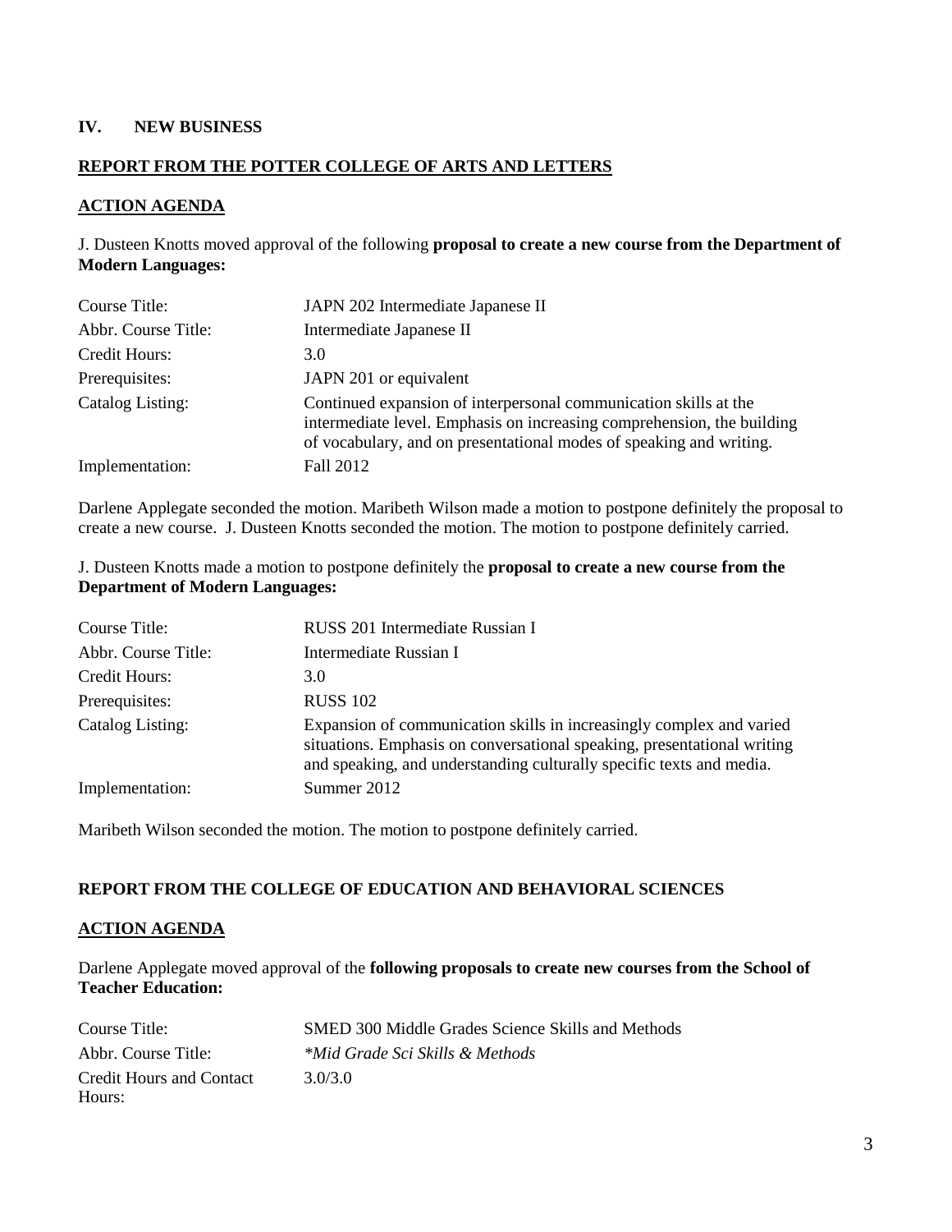## IV. NEW BUSINESS

### REPORT FROM THE POTTER COLLEGE OF ARTS AND LETTERS

### ACTION AGENDA

J. Dusteen Knotts moved approval of the following **proposal to create a new course from the Department of Modern Languages:**

| | |
|---|---|
| Course Title: | JAPN 202 Intermediate Japanese II |
| Abbr. Course Title: | Intermediate Japanese II |
| Credit Hours: | 3.0 |
| Prerequisites: | JAPN 201 or equivalent |
| Catalog Listing: | Continued expansion of interpersonal communication skills at the intermediate level. Emphasis on increasing comprehension, the building of vocabulary, and on presentational modes of speaking and writing. |
| Implementation: | Fall 2012 |

Darlene Applegate seconded the motion. Maribeth Wilson made a motion to postpone definitely the proposal to create a new course. J. Dusteen Knotts seconded the motion. The motion to postpone definitely carried.

J. Dusteen Knotts made a motion to postpone definitely the **proposal to create a new course from the Department of Modern Languages:**

| | |
|---|---|
| Course Title: | RUSS 201 Intermediate Russian I |
| Abbr. Course Title: | Intermediate Russian I |
| Credit Hours: | 3.0 |
| Prerequisites: | RUSS 102 |
| Catalog Listing: | Expansion of communication skills in increasingly complex and varied situations. Emphasis on conversational speaking, presentational writing and speaking, and understanding culturally specific texts and media. |
| Implementation: | Summer 2012 |

Maribeth Wilson seconded the motion. The motion to postpone definitely carried.

### REPORT FROM THE COLLEGE OF EDUCATION AND BEHAVIORAL SCIENCES

### ACTION AGENDA

Darlene Applegate moved approval of the **following proposals to create new courses from the School of Teacher Education:**

| | |
|---|---|
| Course Title: | SMED 300 Middle Grades Science Skills and Methods |
| Abbr. Course Title: | *\*Mid Grade Sci Skills & Methods* |
| Credit Hours and Contact Hours: | 3.0/3.0 |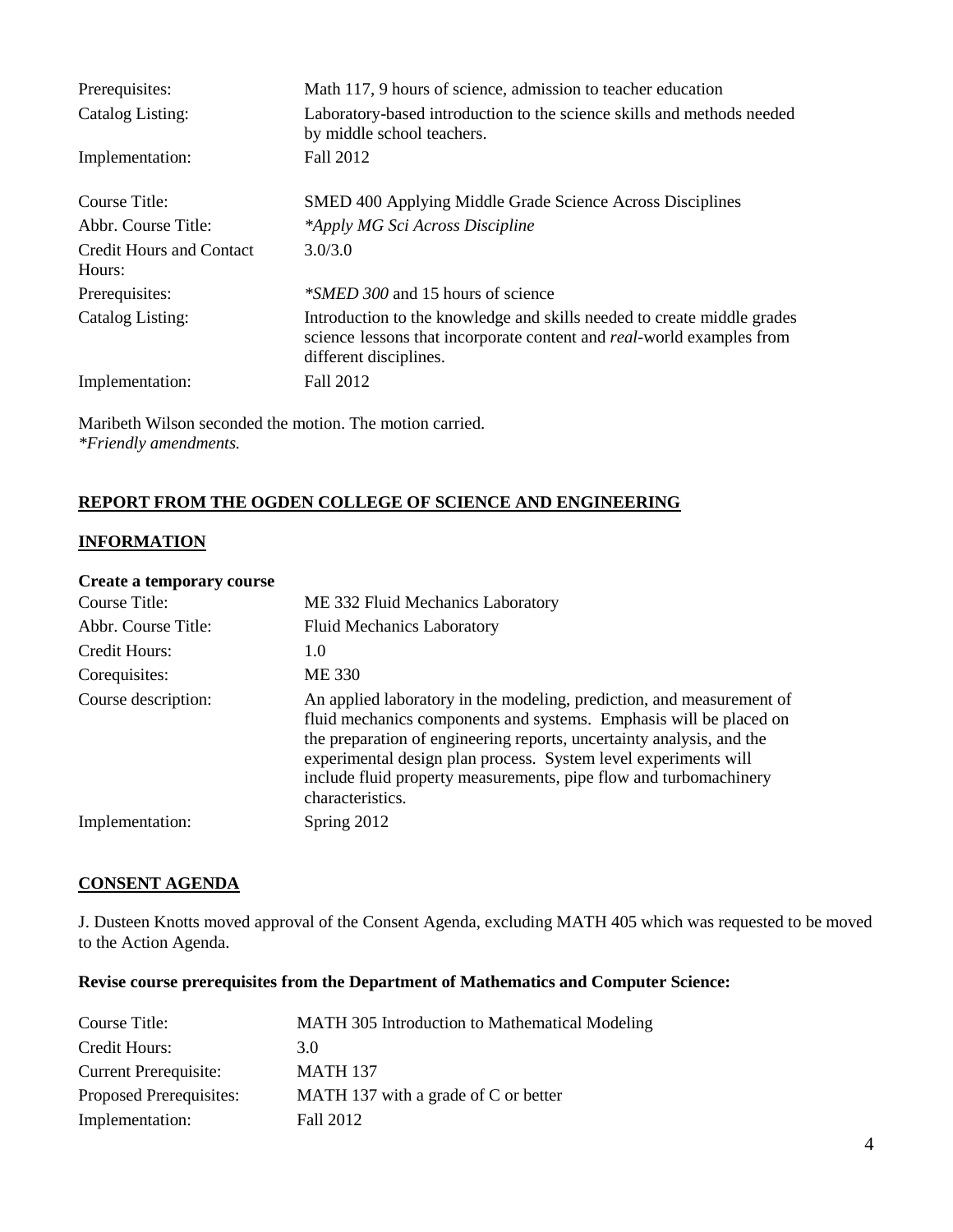| | |
|---|---|
| Prerequisites: | Math 117, 9 hours of science, admission to teacher education |
| Catalog Listing: | Laboratory-based introduction to the science skills and methods needed by middle school teachers. |
| Implementation: | Fall 2012 |

| | |
|---|---|
| Course Title: | SMED 400 Applying Middle Grade Science Across Disciplines |
| Abbr. Course Title: | *\*Apply MG Sci Across Discipline* |
| Credit Hours and Contact Hours: | 3.0/3.0 |
| Prerequisites: | *\*SMED 300* and 15 hours of science |
| Catalog Listing: | Introduction to the knowledge and skills needed to create middle grades science lessons that incorporate content and *real*-world examples from different disciplines. |
| Implementation: | Fall 2012 |

Maribeth Wilson seconded the motion. The motion carried.
*\*Friendly amendments.*

**REPORT FROM THE OGDEN COLLEGE OF SCIENCE AND ENGINEERING**

**INFORMATION**

**Create a temporary course**

| | |
|---|---|
| Course Title: | ME 332 Fluid Mechanics Laboratory |
| Abbr. Course Title: | Fluid Mechanics Laboratory |
| Credit Hours: | 1.0 |
| Corequisites: | ME 330 |
| Course description: | An applied laboratory in the modeling, prediction, and measurement of fluid mechanics components and systems. Emphasis will be placed on the preparation of engineering reports, uncertainty analysis, and the experimental design plan process. System level experiments will include fluid property measurements, pipe flow and turbomachinery characteristics. |
| Implementation: | Spring 2012 |

**CONSENT AGENDA**

J. Dusteen Knotts moved approval of the Consent Agenda, excluding MATH 405 which was requested to be moved to the Action Agenda.

**Revise course prerequisites from the Department of Mathematics and Computer Science:**

| | |
|---|---|
| Course Title: | MATH 305 Introduction to Mathematical Modeling |
| Credit Hours: | 3.0 |
| Current Prerequisite: | MATH 137 |
| Proposed Prerequisites: | MATH 137 with a grade of C or better |
| Implementation: | Fall 2012 |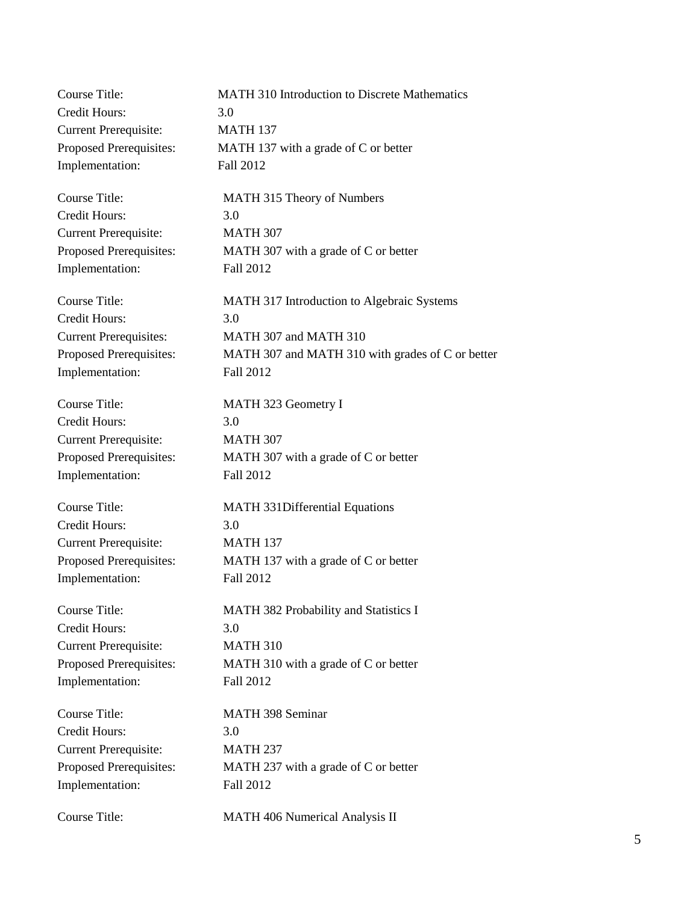Course Title: MATH 310 Introduction to Discrete Mathematics
Credit Hours: 3.0
Current Prerequisite: MATH 137
Proposed Prerequisites: MATH 137 with a grade of C or better
Implementation: Fall 2012

Course Title: MATH 315 Theory of Numbers
Credit Hours: 3.0
Current Prerequisite: MATH 307
Proposed Prerequisites: MATH 307 with a grade of C or better
Implementation: Fall 2012

Course Title: MATH 317 Introduction to Algebraic Systems
Credit Hours: 3.0
Current Prerequisites: MATH 307 and MATH 310
Proposed Prerequisites: MATH 307 and MATH 310 with grades of C or better
Implementation: Fall 2012

Course Title: MATH 323 Geometry I
Credit Hours: 3.0
Current Prerequisite: MATH 307
Proposed Prerequisites: MATH 307 with a grade of C or better
Implementation: Fall 2012

Course Title: MATH 331Differential Equations
Credit Hours: 3.0
Current Prerequisite: MATH 137
Proposed Prerequisites: MATH 137 with a grade of C or better
Implementation: Fall 2012

Course Title: MATH 382 Probability and Statistics I
Credit Hours: 3.0
Current Prerequisite: MATH 310
Proposed Prerequisites: MATH 310 with a grade of C or better
Implementation: Fall 2012

Course Title: MATH 398 Seminar
Credit Hours: 3.0
Current Prerequisite: MATH 237
Proposed Prerequisites: MATH 237 with a grade of C or better
Implementation: Fall 2012

Course Title: MATH 406 Numerical Analysis II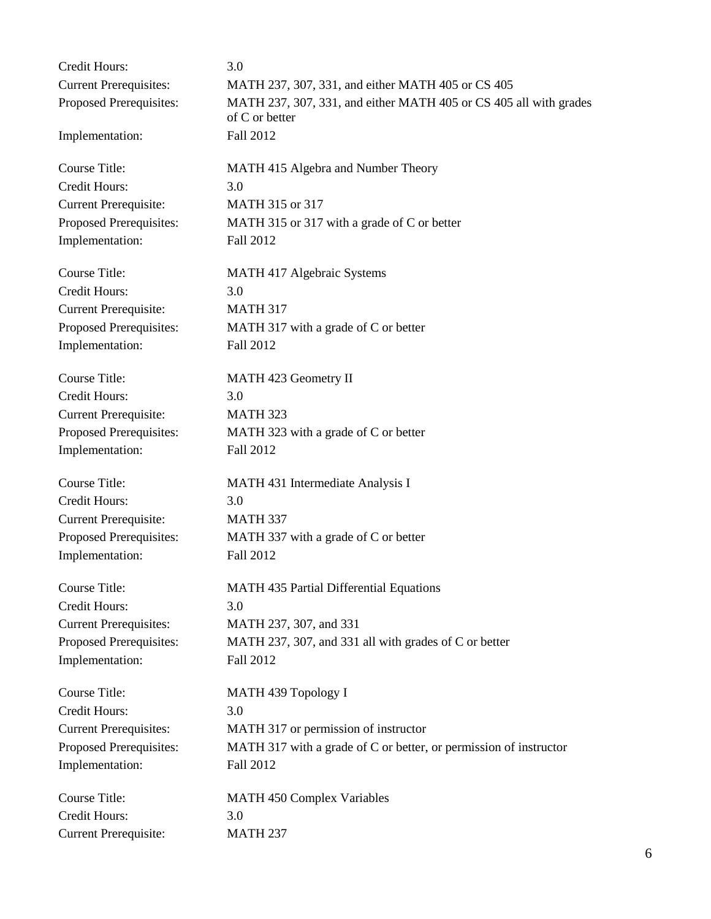Credit Hours: 3.0
Current Prerequisites: MATH 237, 307, 331, and either MATH 405 or CS 405
Proposed Prerequisites: MATH 237, 307, 331, and either MATH 405 or CS 405 all with grades of C or better
Implementation: Fall 2012

Course Title: MATH 415 Algebra and Number Theory
Credit Hours: 3.0
Current Prerequisite: MATH 315 or 317
Proposed Prerequisites: MATH 315 or 317 with a grade of C or better
Implementation: Fall 2012

Course Title: MATH 417 Algebraic Systems
Credit Hours: 3.0
Current Prerequisite: MATH 317
Proposed Prerequisites: MATH 317 with a grade of C or better
Implementation: Fall 2012

Course Title: MATH 423 Geometry II
Credit Hours: 3.0
Current Prerequisite: MATH 323
Proposed Prerequisites: MATH 323 with a grade of C or better
Implementation: Fall 2012

Course Title: MATH 431 Intermediate Analysis I
Credit Hours: 3.0
Current Prerequisite: MATH 337
Proposed Prerequisites: MATH 337 with a grade of C or better
Implementation: Fall 2012

Course Title: MATH 435 Partial Differential Equations
Credit Hours: 3.0
Current Prerequisites: MATH 237, 307, and 331
Proposed Prerequisites: MATH 237, 307, and 331 all with grades of C or better
Implementation: Fall 2012

Course Title: MATH 439 Topology I
Credit Hours: 3.0
Current Prerequisites: MATH 317 or permission of instructor
Proposed Prerequisites: MATH 317 with a grade of C or better, or permission of instructor
Implementation: Fall 2012

Course Title: MATH 450 Complex Variables
Credit Hours: 3.0
Current Prerequisite: MATH 237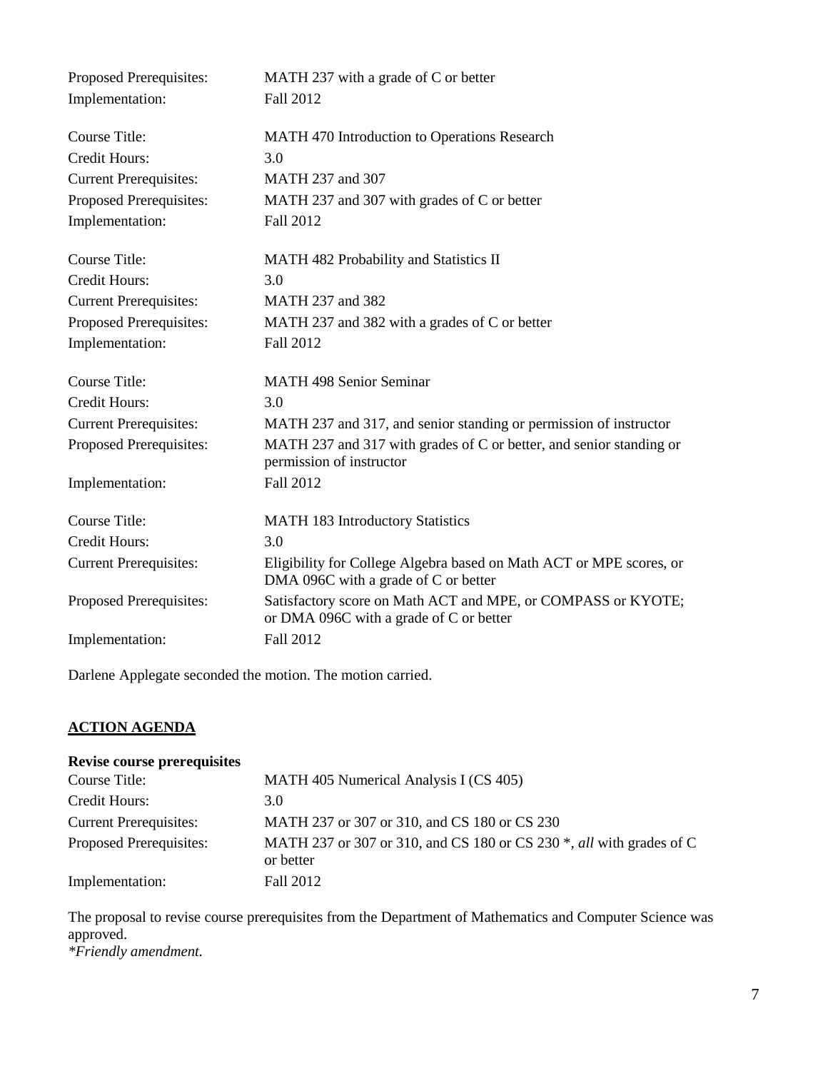| | |
|---|---|
| Proposed Prerequisites: | MATH 237 with a grade of C or better |
| Implementation: | Fall 2012 |

| | |
|---|---|
| Course Title: | MATH 470 Introduction to Operations Research |
| Credit Hours: | 3.0 |
| Current Prerequisites: | MATH 237 and 307 |
| Proposed Prerequisites: | MATH 237 and 307 with grades of C or better |
| Implementation: | Fall 2012 |

| | |
|---|---|
| Course Title: | MATH 482 Probability and Statistics II |
| Credit Hours: | 3.0 |
| Current Prerequisites: | MATH 237 and 382 |
| Proposed Prerequisites: | MATH 237 and 382 with a grades of C or better |
| Implementation: | Fall 2012 |

| | |
|---|---|
| Course Title: | MATH 498 Senior Seminar |
| Credit Hours: | 3.0 |
| Current Prerequisites: | MATH 237 and 317, and senior standing or permission of instructor |
| Proposed Prerequisites: | MATH 237 and 317 with grades of C or better, and senior standing or permission of instructor |
| Implementation: | Fall 2012 |

| | |
|---|---|
| Course Title: | MATH 183 Introductory Statistics |
| Credit Hours: | 3.0 |
| Current Prerequisites: | Eligibility for College Algebra based on Math ACT or MPE scores, or DMA 096C with a grade of C or better |
| Proposed Prerequisites: | Satisfactory score on Math ACT and MPE, or COMPASS or KYOTE; or DMA 096C with a grade of C or better |
| Implementation: | Fall 2012 |

Darlene Applegate seconded the motion. The motion carried.

## ACTION AGENDA

**Revise course prerequisites**

| | |
|---|---|
| Course Title: | MATH 405 Numerical Analysis I (CS 405) |
| Credit Hours: | 3.0 |
| Current Prerequisites: | MATH 237 or 307 or 310, and CS 180 or CS 230 |
| Proposed Prerequisites: | MATH 237 or 307 or 310, and CS 180 or CS 230 *, *all* with grades of C or better |
| Implementation: | Fall 2012 |

The proposal to revise course prerequisites from the Department of Mathematics and Computer Science was approved.

*\*Friendly amendment.*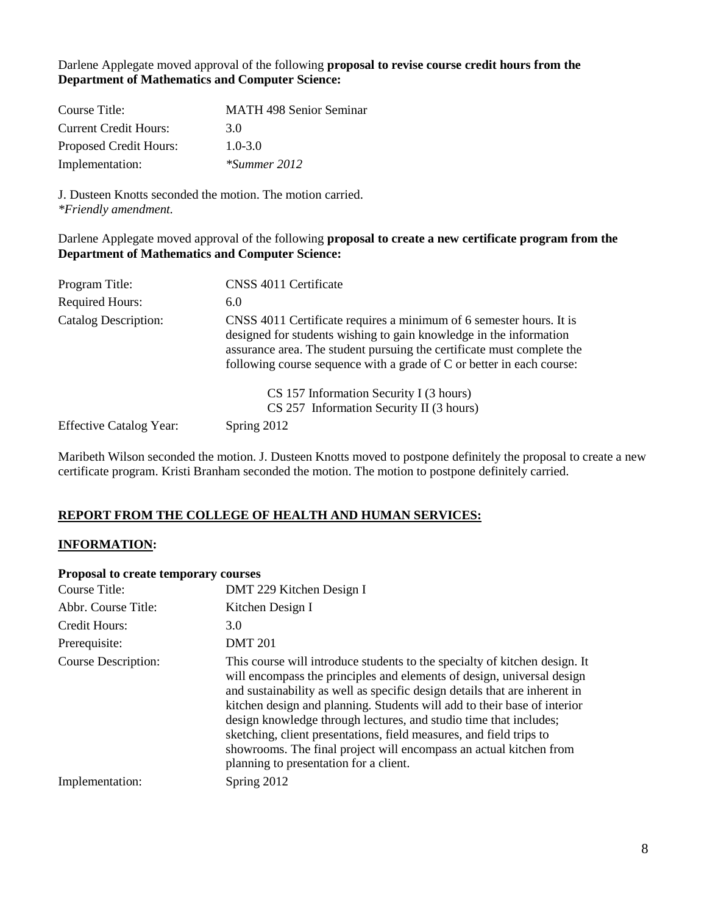Darlene Applegate moved approval of the following **proposal to revise course credit hours from the Department of Mathematics and Computer Science:**

| | |
|---|---|
| Course Title: | MATH 498 Senior Seminar |
| Current Credit Hours: | 3.0 |
| Proposed Credit Hours: | 1.0-3.0 |
| Implementation: | *\*Summer 2012* |

J. Dusteen Knotts seconded the motion. The motion carried.
*\*Friendly amendment.*

Darlene Applegate moved approval of the following **proposal to create a new certificate program from the Department of Mathematics and Computer Science:**

| | |
|---|---|
| Program Title: | CNSS 4011 Certificate |
| Required Hours: | 6.0 |
| Catalog Description: | CNSS 4011 Certificate requires a minimum of 6 semester hours. It is designed for students wishing to gain knowledge in the information assurance area. The student pursuing the certificate must complete the following course sequence with a grade of C or better in each course: CS 157 Information Security I (3 hours); CS 257 Information Security II (3 hours) |
| Effective Catalog Year: | Spring 2012 |

Maribeth Wilson seconded the motion. J. Dusteen Knotts moved to postpone definitely the proposal to create a new certificate program. Kristi Branham seconded the motion. The motion to postpone definitely carried.

## REPORT FROM THE COLLEGE OF HEALTH AND HUMAN SERVICES:

### INFORMATION:

**Proposal to create temporary courses**

| | |
|---|---|
| Course Title: | DMT 229 Kitchen Design I |
| Abbr. Course Title: | Kitchen Design I |
| Credit Hours: | 3.0 |
| Prerequisite: | DMT 201 |
| Course Description: | This course will introduce students to the specialty of kitchen design. It will encompass the principles and elements of design, universal design and sustainability as well as specific design details that are inherent in kitchen design and planning. Students will add to their base of interior design knowledge through lectures, and studio time that includes; sketching, client presentations, field measures, and field trips to showrooms. The final project will encompass an actual kitchen from planning to presentation for a client. |
| Implementation: | Spring 2012 |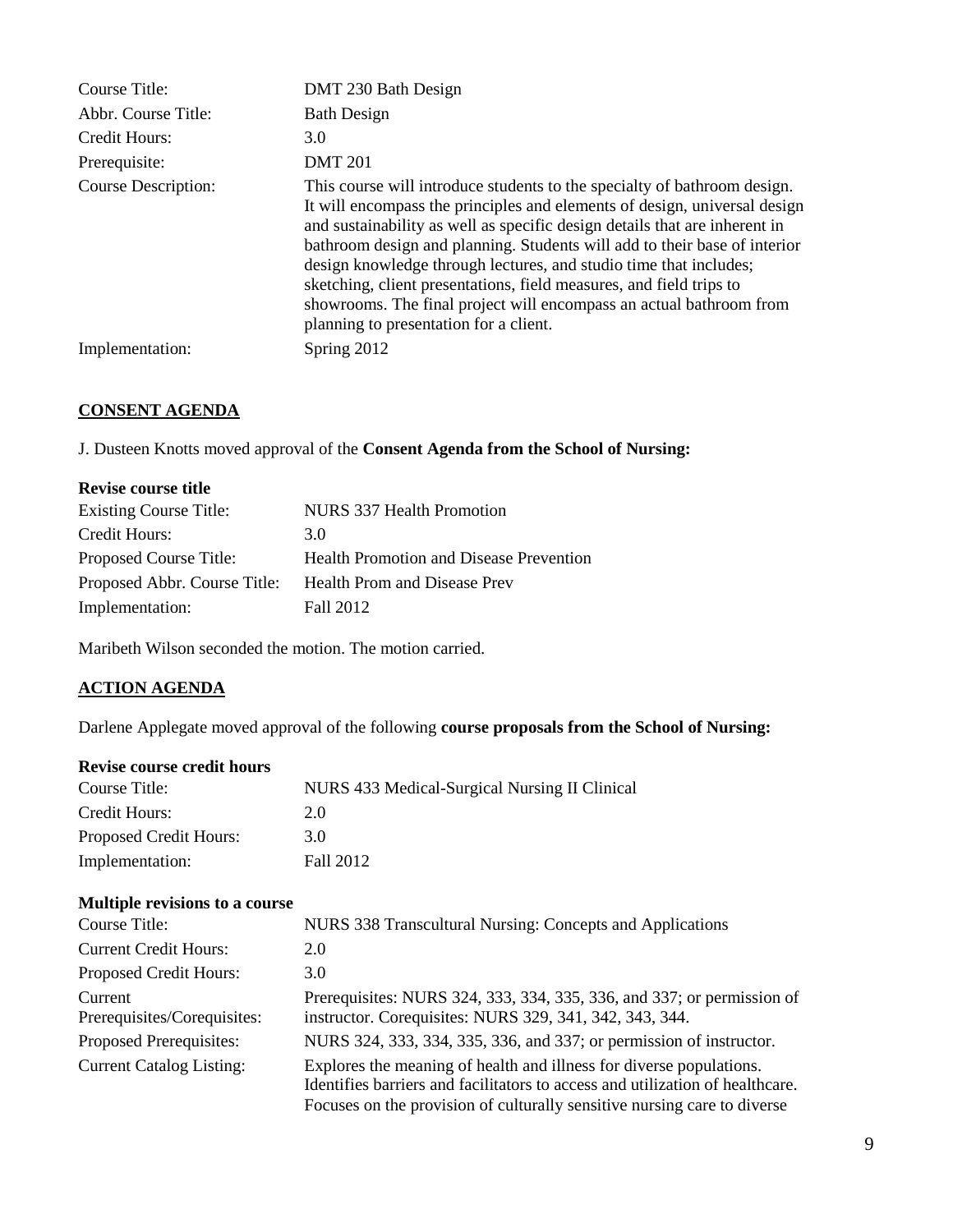| | |
|---|---|
| Course Title: | DMT 230 Bath Design |
| Abbr. Course Title: | Bath Design |
| Credit Hours: | 3.0 |
| Prerequisite: | DMT 201 |
| Course Description: | This course will introduce students to the specialty of bathroom design. It will encompass the principles and elements of design, universal design and sustainability as well as specific design details that are inherent in bathroom design and planning. Students will add to their base of interior design knowledge through lectures, and studio time that includes; sketching, client presentations, field measures, and field trips to showrooms. The final project will encompass an actual bathroom from planning to presentation for a client. |
| Implementation: | Spring 2012 |

## CONSENT AGENDA

J. Dusteen Knotts moved approval of the **Consent Agenda from the School of Nursing:**

**Revise course title**

| | |
|---|---|
| Existing Course Title: | NURS 337 Health Promotion |
| Credit Hours: | 3.0 |
| Proposed Course Title: | Health Promotion and Disease Prevention |
| Proposed Abbr. Course Title: | Health Prom and Disease Prev |
| Implementation: | Fall 2012 |

Maribeth Wilson seconded the motion. The motion carried.

## ACTION AGENDA

Darlene Applegate moved approval of the following **course proposals from the School of Nursing:**

**Revise course credit hours**

| | |
|---|---|
| Course Title: | NURS 433 Medical-Surgical Nursing II Clinical |
| Credit Hours: | 2.0 |
| Proposed Credit Hours: | 3.0 |
| Implementation: | Fall 2012 |

**Multiple revisions to a course**

| | |
|---|---|
| Course Title: | NURS 338 Transcultural Nursing: Concepts and Applications |
| Current Credit Hours: | 2.0 |
| Proposed Credit Hours: | 3.0 |
| Current Prerequisites/Corequisites: | Prerequisites: NURS 324, 333, 334, 335, 336, and 337; or permission of instructor. Corequisites: NURS 329, 341, 342, 343, 344. |
| Proposed Prerequisites: | NURS 324, 333, 334, 335, 336, and 337; or permission of instructor. |
| Current Catalog Listing: | Explores the meaning of health and illness for diverse populations. Identifies barriers and facilitators to access and utilization of healthcare. Focuses on the provision of culturally sensitive nursing care to diverse |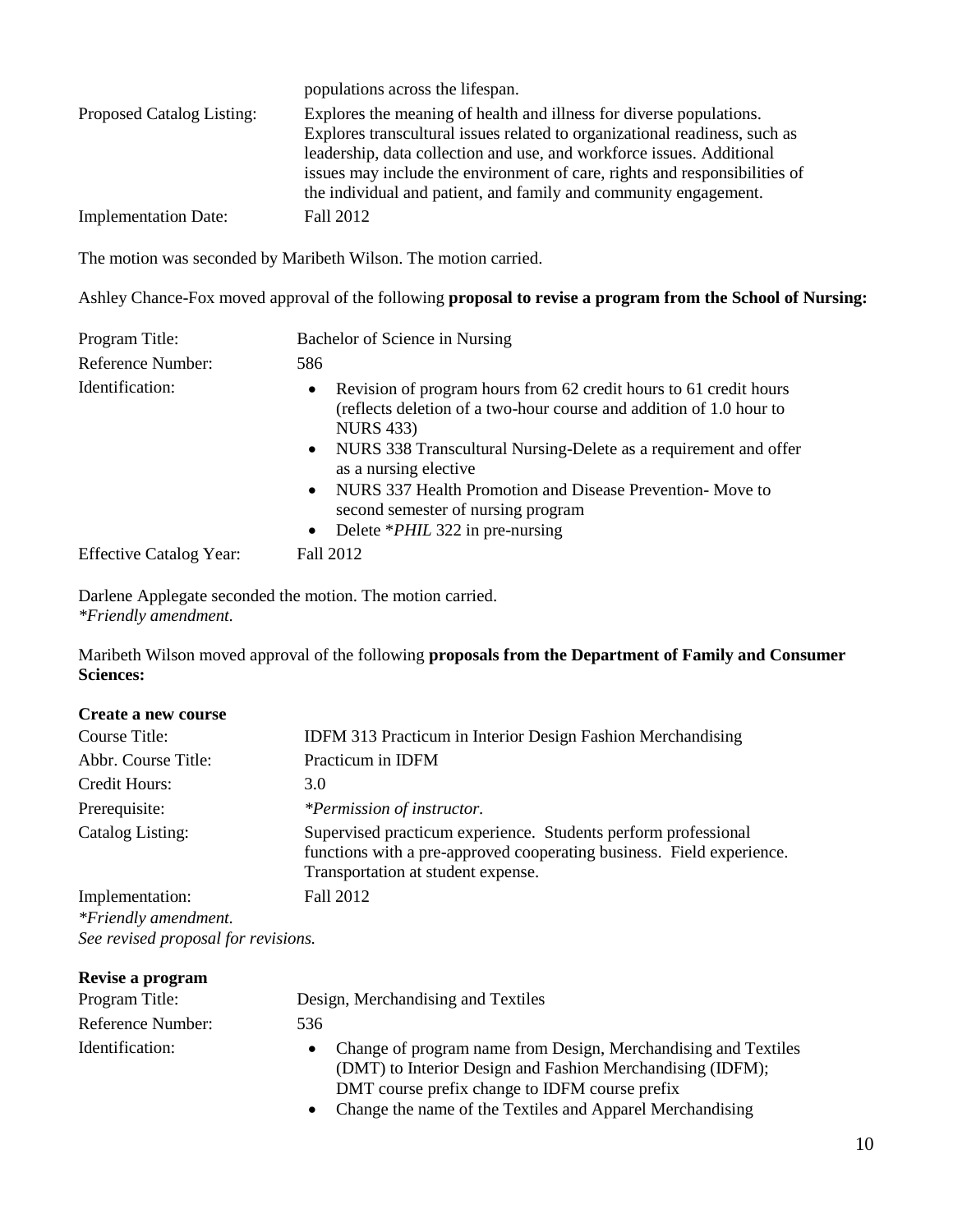| | |
|---|---|
| | populations across the lifespan. |
| Proposed Catalog Listing: | Explores the meaning of health and illness for diverse populations. Explores transcultural issues related to organizational readiness, such as leadership, data collection and use, and workforce issues. Additional issues may include the environment of care, rights and responsibilities of the individual and patient, and family and community engagement. |
| Implementation Date: | Fall 2012 |

The motion was seconded by Maribeth Wilson. The motion carried.

Ashley Chance-Fox moved approval of the following **proposal to revise a program from the School of Nursing:**

| | |
|---|---|
| Program Title: | Bachelor of Science in Nursing |
| Reference Number: | 586 |
| Identification: | • Revision of program hours from 62 credit hours to 61 credit hours (reflects deletion of a two-hour course and addition of 1.0 hour to NURS 433)<br>• NURS 338 Transcultural Nursing-Delete as a requirement and offer as a nursing elective<br>• NURS 337 Health Promotion and Disease Prevention- Move to second semester of nursing program<br>• Delete **PHIL* 322 in pre-nursing |
| Effective Catalog Year: | Fall 2012 |

Darlene Applegate seconded the motion. The motion carried.
*\*Friendly amendment.*

Maribeth Wilson moved approval of the following **proposals from the Department of Family and Consumer Sciences:**

**Create a new course**

| | |
|---|---|
| Course Title: | IDFM 313 Practicum in Interior Design Fashion Merchandising |
| Abbr. Course Title: | Practicum in IDFM |
| Credit Hours: | 3.0 |
| Prerequisite: | *\*Permission of instructor.* |
| Catalog Listing: | Supervised practicum experience. Students perform professional functions with a pre-approved cooperating business. Field experience. Transportation at student expense. |
| Implementation: | Fall 2012 |

*\*Friendly amendment.*
*See revised proposal for revisions.*

**Revise a program**

| | |
|---|---|
| Program Title: | Design, Merchandising and Textiles |
| Reference Number: | 536 |
| Identification: | • Change of program name from Design, Merchandising and Textiles (DMT) to Interior Design and Fashion Merchandising (IDFM); DMT course prefix change to IDFM course prefix<br>• Change the name of the Textiles and Apparel Merchandising |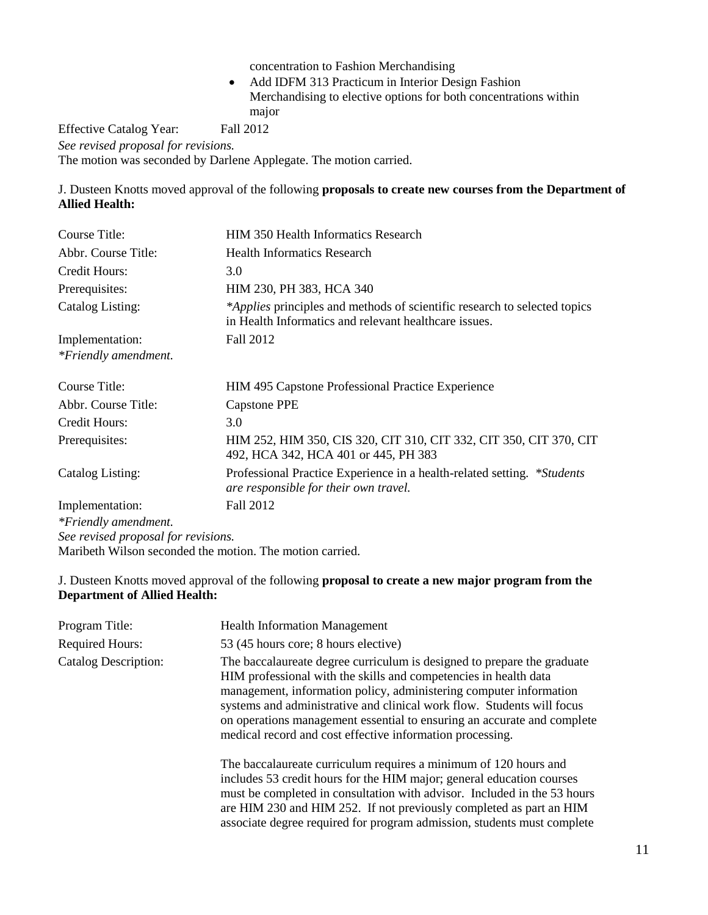concentration to Fashion Merchandising

- Add IDFM 313 Practicum in Interior Design Fashion Merchandising to elective options for both concentrations within major

Effective Catalog Year: Fall 2012

*See revised proposal for revisions.*

The motion was seconded by Darlene Applegate. The motion carried.

J. Dusteen Knotts moved approval of the following **proposals to create new courses from the Department of Allied Health:**

| | |
|---|---|
| Course Title: | HIM 350 Health Informatics Research |
| Abbr. Course Title: | Health Informatics Research |
| Credit Hours: | 3.0 |
| Prerequisites: | HIM 230, PH 383, HCA 340 |
| Catalog Listing: | *\*Applies* principles and methods of scientific research to selected topics in Health Informatics and relevant healthcare issues. |
| Implementation: | Fall 2012 |

*\*Friendly amendment.*

| | |
|---|---|
| Course Title: | HIM 495 Capstone Professional Practice Experience |
| Abbr. Course Title: | Capstone PPE |
| Credit Hours: | 3.0 |
| Prerequisites: | HIM 252, HIM 350, CIS 320, CIT 310, CIT 332, CIT 350, CIT 370, CIT 492, HCA 342, HCA 401 or 445, PH 383 |
| Catalog Listing: | Professional Practice Experience in a health-related setting. *\*Students are responsible for their own travel.* |
| Implementation: | Fall 2012 |

*\*Friendly amendment.*

*See revised proposal for revisions.*

Maribeth Wilson seconded the motion. The motion carried.

J. Dusteen Knotts moved approval of the following **proposal to create a new major program from the Department of Allied Health:**

| | |
|---|---|
| Program Title: | Health Information Management |
| Required Hours: | 53 (45 hours core; 8 hours elective) |
| Catalog Description: | The baccalaureate degree curriculum is designed to prepare the graduate HIM professional with the skills and competencies in health data management, information policy, administering computer information systems and administrative and clinical work flow. Students will focus on operations management essential to ensuring an accurate and complete medical record and cost effective information processing. |

The baccalaureate curriculum requires a minimum of 120 hours and includes 53 credit hours for the HIM major; general education courses must be completed in consultation with advisor. Included in the 53 hours are HIM 230 and HIM 252. If not previously completed as part an HIM associate degree required for program admission, students must complete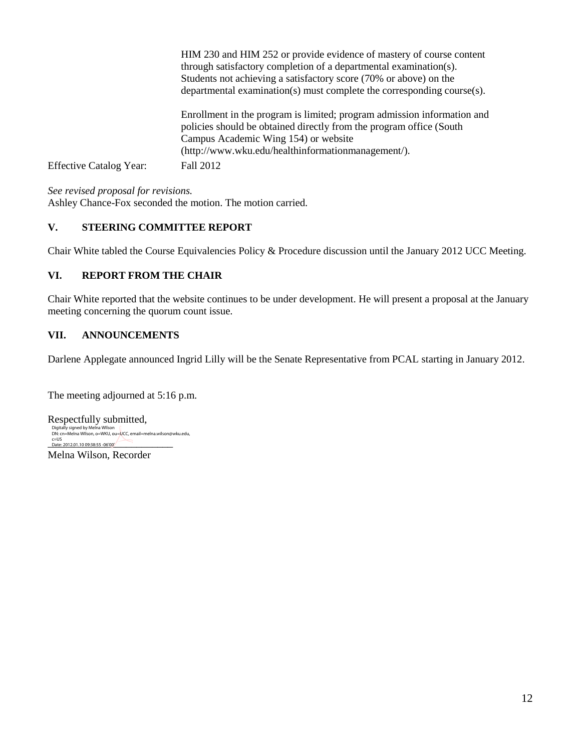HIM 230 and HIM 252 or provide evidence of mastery of course content through satisfactory completion of a departmental examination(s). Students not achieving a satisfactory score (70% or above) on the departmental examination(s) must complete the corresponding course(s).

Enrollment in the program is limited; program admission information and policies should be obtained directly from the program office (South Campus Academic Wing 154) or website (http://www.wku.edu/healthinformationmanagement/).

Effective Catalog Year: Fall 2012

*See revised proposal for revisions.*
Ashley Chance-Fox seconded the motion. The motion carried.

## V. STEERING COMMITTEE REPORT

Chair White tabled the Course Equivalencies Policy & Procedure discussion until the January 2012 UCC Meeting.

## VI. REPORT FROM THE CHAIR

Chair White reported that the website continues to be under development. He will present a proposal at the January meeting concerning the quorum count issue.

## VII. ANNOUNCEMENTS

Darlene Applegate announced Ingrid Lilly will be the Senate Representative from PCAL starting in January 2012.

The meeting adjourned at 5:16 p.m.

Respectfully submitted,

Digitally signed by Melna Wilson
DN: cn=Melna Wilson, o=WKU, ou=UCC, email=melna.wilson@wku.edu, c=US
Date: 2012.01.10 09:38:55 -06'00'

Melna Wilson, Recorder